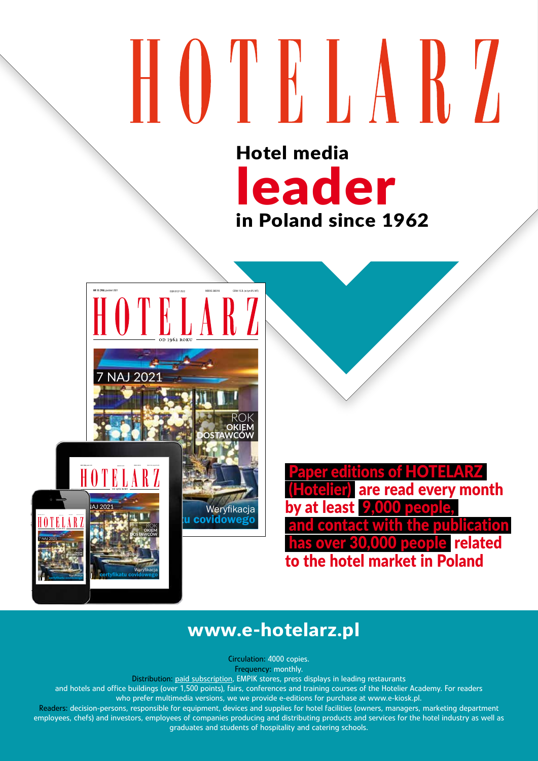# HOTELARZ

## Hotel media **leader** in Poland since 1962

**Paper editions of HOTELARZ (Hotelier) are read every month by at least 9,000 people, and contact with the publication has over 30,000 people related to the hotel market in Poland**

## www.e-hotelarz.pl

Circulation: 4000 copies.

Frequency: monthly.

Distribution: paid subscription, EMPIK stores, press displays in leading restaurants and hotels and office buildings (over 1,500 points), fairs, conferences and training courses of the Hotelier Academy. For readers who prefer multimedia versions, we we provide e-editions for purchase at www.e-kiosk.pl.

Readers: decision-persons, responsible for equipment, devices and supplies for hotel facilities (owners, managers, marketing department employees, chefs) and investors, employees of companies producing and distributing products and services for the hotel industry as well as graduates and students of hospitality and catering schools.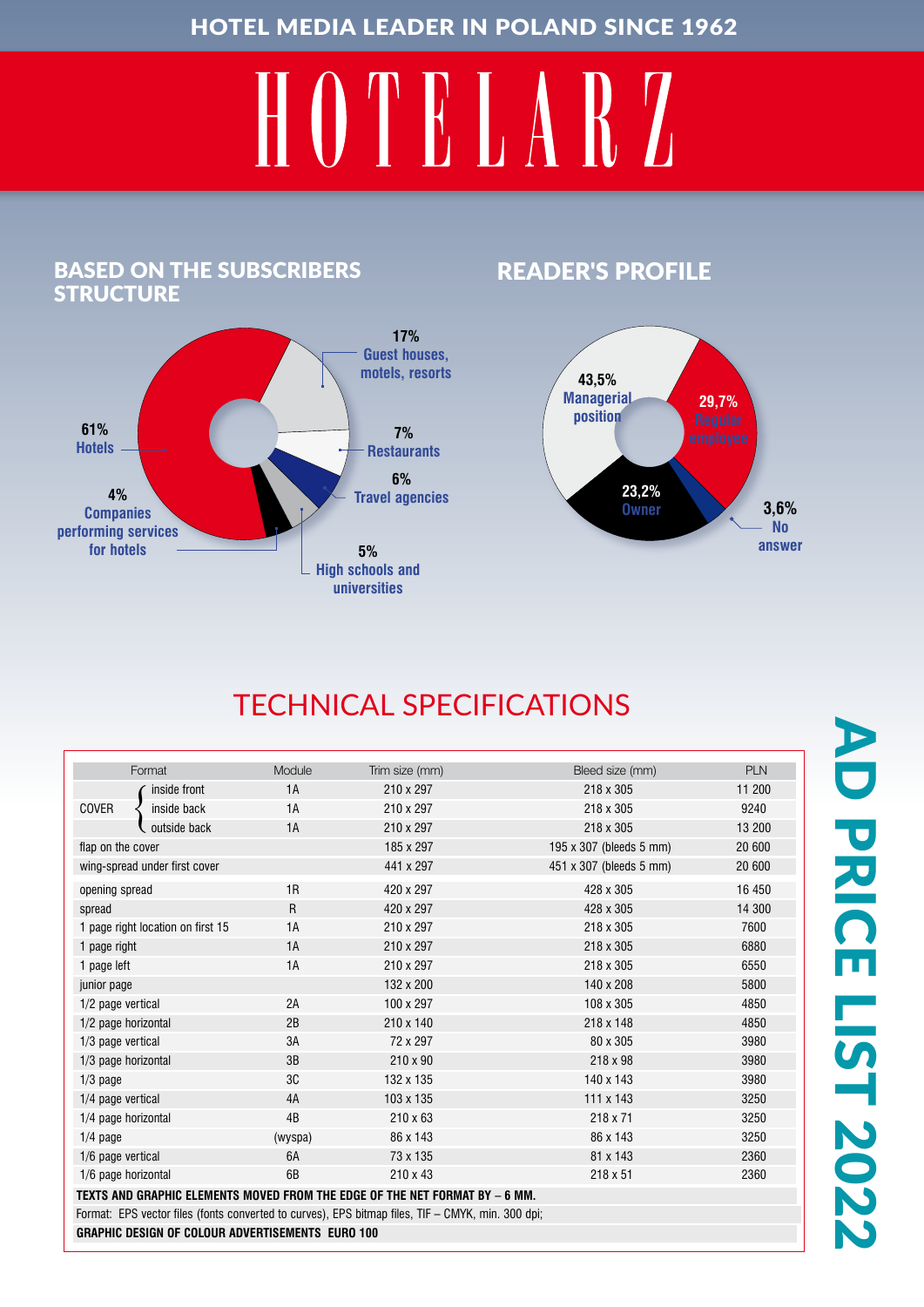HOTEL MEDIA LEADER IN POLAND SINCE 1962

# HOTELARZ

## BASED ON THE SUBSCRIBERS STRUCTURE

- 61% Hotels
- 17% Guest houses, motels, resorts
- 7% Restaurants
- 6% Travel agencies
- 5% High schools and universities
- 4% Companies performing services for hotels

## READER'S PROFILE

- 43,5% Managerial position
- 29,7% Regular employee
- 23,2% Owner
- 3,6% No answer

## TECHNICAL SPECIFICATIONS

| Format | | Module | Trim size (mm) | Bleed size (mm) | PLN |
|---|---|---|---|---|---|
| COVER | inside front | 1A | 210 x 297 | 218 x 305 | 11 200 |
| | inside back | 1A | 210 x 297 | 218 x 305 | 9240 |
| | outside back | 1A | 210 x 297 | 218 x 305 | 13 200 |
| flap on the cover | | | 185 x 297 | 195 x 307 (bleeds 5 mm) | 20 600 |
| wing-spread under first cover | | | 441 x 297 | 451 x 307 (bleeds 5 mm) | 20 600 |
| opening spread | | 1R | 420 x 297 | 428 x 305 | 16 450 |
| spread | | R | 420 x 297 | 428 x 305 | 14 300 |
| 1 page right location on first 15 | | 1A | 210 x 297 | 218 x 305 | 7600 |
| 1 page right | | 1A | 210 x 297 | 218 x 305 | 6880 |
| 1 page left | | 1A | 210 x 297 | 218 x 305 | 6550 |
| junior page | | | 132 x 200 | 140 x 208 | 5800 |
| 1/2 page vertical | | 2A | 100 x 297 | 108 x 305 | 4850 |
| 1/2 page horizontal | | 2B | 210 x 140 | 218 x 148 | 4850 |
| 1/3 page vertical | | 3A | 72 x 297 | 80 x 305 | 3980 |
| 1/3 page horizontal | | 3B | 210 x 90 | 218 x 98 | 3980 |
| 1/3 page | | 3C | 132 x 135 | 140 x 143 | 3980 |
| 1/4 page vertical | | 4A | 103 x 135 | 111 x 143 | 3250 |
| 1/4 page horizontal | | 4B | 210 x 63 | 218 x 71 | 3250 |
| 1/4 page | | (wyspa) | 86 x 143 | 86 x 143 | 3250 |
| 1/6 page vertical | | 6A | 73 x 135 | 81 x 143 | 2360 |
| 1/6 page horizontal | | 6B | 210 x 43 | 218 x 51 | 2360 |

**TEXTS AND GRAPHIC ELEMENTS MOVED FROM THE EDGE OF THE NET FORMAT BY – 6 MM.**

Format: EPS vector files (fonts converted to curves), EPS bitmap files, TIF – CMYK, min. 300 dpi;

**GRAPHIC DESIGN OF COLOUR ADVERTISEMENTS EURO 100**

**AD PRICE LIST 2022**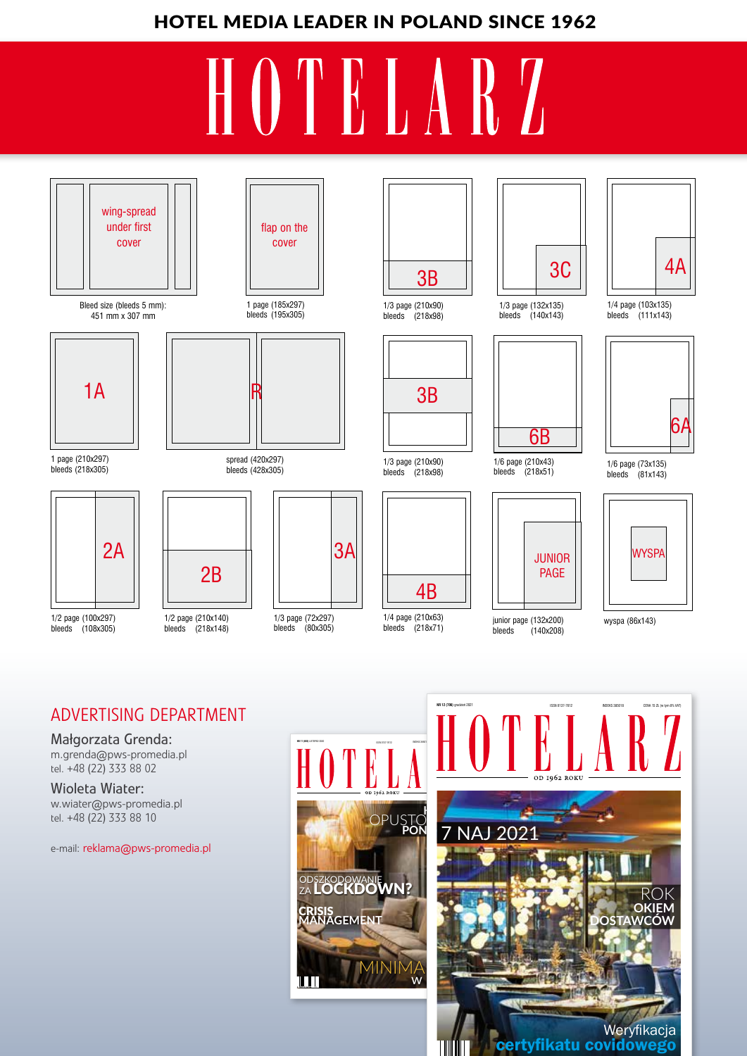HOTEL MEDIA LEADER IN POLAND SINCE 1962

# HOTELARZ

wing-spread under first cover
Bleed size (bleeds 5 mm): 451 mm x 307 mm

flap on the cover
1 page (185x297)
bleeds (195x305)

3B
1/3 page (210x90)
bleeds (218x98)

3C
1/3 page (132x135)
bleeds (140x143)

4A
1/4 page (103x135)
bleeds (111x143)

1A
1 page (210x297)
bleeds (218x305)

R
spread (420x297)
bleeds (428x305)

3B
1/3 page (210x90)
bleeds (218x98)

6B
1/6 page (210x43)
bleeds (218x51)

6A
1/6 page (73x135)
bleeds (81x143)

2A
1/2 page (100x297)
bleeds (108x305)

2B
1/2 page (210x140)
bleeds (218x148)

3A
1/3 page (72x297)
bleeds (80x305)

4B
1/4 page (210x63)
bleeds (218x71)

JUNIOR PAGE
junior page (132x200)
bleeds (140x208)

WYSPA
wyspa (86x143)

## ADVERTISING DEPARTMENT

**Małgorzata Grenda:**
m.grenda@pws-promedia.pl
tel. +48 (22) 333 88 02

**Wioleta Wiater:**
w.wiater@pws-promedia.pl
tel. +48 (22) 333 88 10

e-mail: reklama@pws-promedia.pl